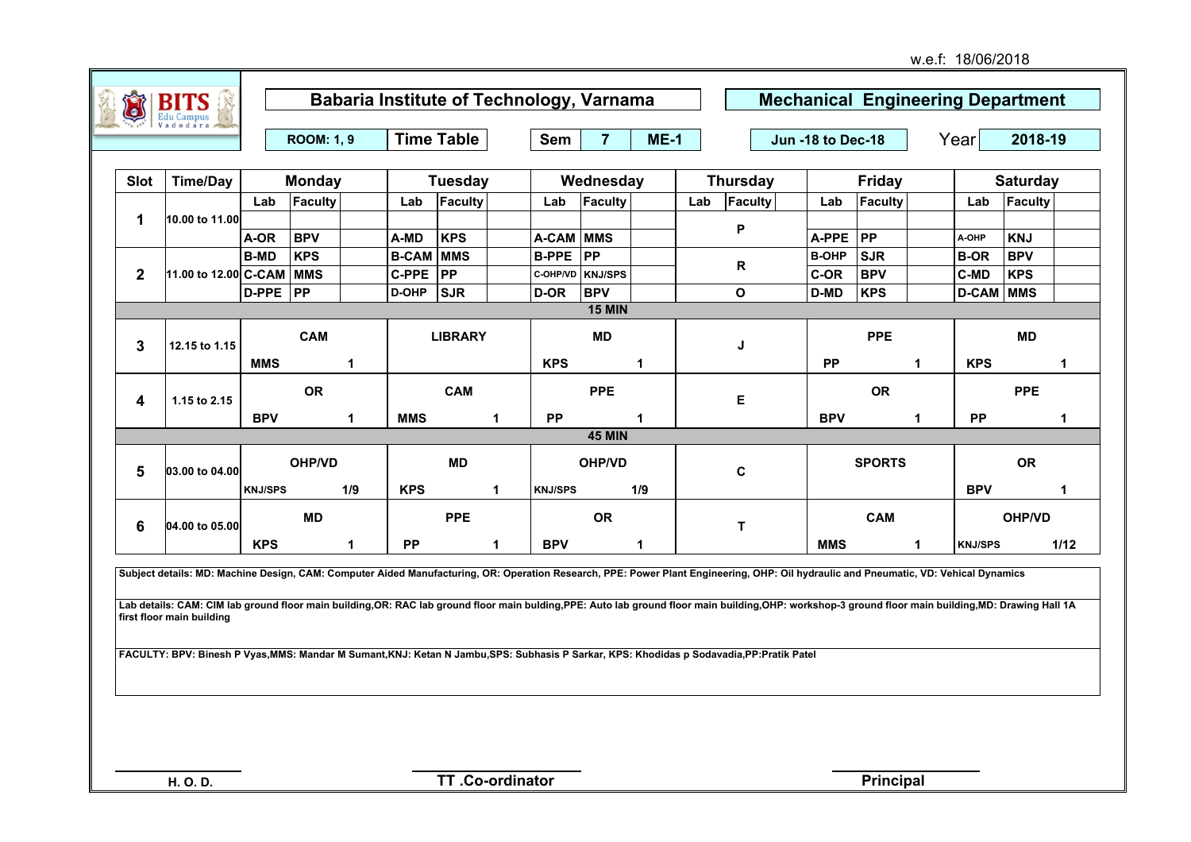w.e.f: 18/06/2018

# Babaria Institute of Technology, Varnama

## Mechanical Engineering Department

**ROOM: 1, 9** | **Time Table** | **Sem 7 ME-1** | **Jun -18 to Dec-18** | **Year 2018-19**

| Slot | Time/Day | Monday | | | Tuesday | | | Wednesday | | | Thursday | | | Friday | | | Saturday | | |
|---|---|---|---|---|---|---|---|---|---|---|---|---|---|---|---|---|---|---|---|
| | | Lab | Faculty | | Lab | Faculty | | Lab | Faculty | | Lab | Faculty | | Lab | Faculty | | Lab | Faculty | |
| 1 | 10.00 to 11.00 | | | | | | | | | | | | | | | | | | |
| | | A-OR | BPV | | A-MD | KPS | | A-CAM | MMS | | P | | | A-PPE | PP | | A-OHP | KNJ | |
| 2 | 11.00 to 12.00 | B-MD | KPS | | B-CAM | MMS | | B-PPE | PP | | | | | B-OHP | SJR | | B-OR | BPV | |
| | | C-CAM | MMS | | C-PPE | PP | | C-OHP/VD | KNJ/SPS | | R | | | C-OR | BPV | | C-MD | KPS | |
| | | D-PPE | PP | | D-OHP | SJR | | D-OR | BPV | | O | | | D-MD | KPS | | D-CAM | MMS | |
| | | | | | | | | 15 MIN | | | | | | | | | | | |
| 3 | 12.15 to 1.15 | CAM | | | LIBRARY | | | MD | | | J | | | PPE | | | MD | | |
| | | MMS | | 1 | | | | KPS | | 1 | | | | PP | | 1 | KPS | | 1 |
| 4 | 1.15 to 2.15 | OR | | | CAM | | | PPE | | | E | | | OR | | | PPE | | |
| | | BPV | | 1 | MMS | | 1 | PP | | 1 | | | | BPV | | 1 | PP | | 1 |
| | | | | | | | | 45 MIN | | | | | | | | | | | |
| 5 | 03.00 to 04.00 | OHP/VD | | | MD | | | OHP/VD | | | C | | | SPORTS | | | OR | | |
| | | KNJ/SPS | | 1/9 | KPS | | 1 | KNJ/SPS | | 1/9 | | | | | | | BPV | | 1 |
| 6 | 04.00 to 05.00 | MD | | | PPE | | | OR | | | T | | | CAM | | | OHP/VD | | |
| | | KPS | | 1 | PP | | 1 | BPV | | 1 | | | | MMS | | 1 | KNJ/SPS | | 1/12 |

**Subject details:** MD: Machine Design, CAM: Computer Aided Manufacturing, OR: Operation Research, PPE: Power Plant Engineering, OHP: Oil hydraulic and Pneumatic, VD: Vehical Dynamics

**Lab details:** CAM: CIM lab ground floor main building,OR: RAC lab ground floor main bulding,PPE: Auto lab ground floor main building,OHP: workshop-3 ground floor main building,MD: Drawing Hall 1A first floor main building

**FACULTY:** BPV: Binesh P Vyas,MMS: Mandar M Sumant,KNJ: Ketan N Jambu,SPS: Subhasis P Sarkar, KPS: Khodidas p Sodavadia,PP:Pratik Patel

H. O. D. | TT .Co-ordinator | Principal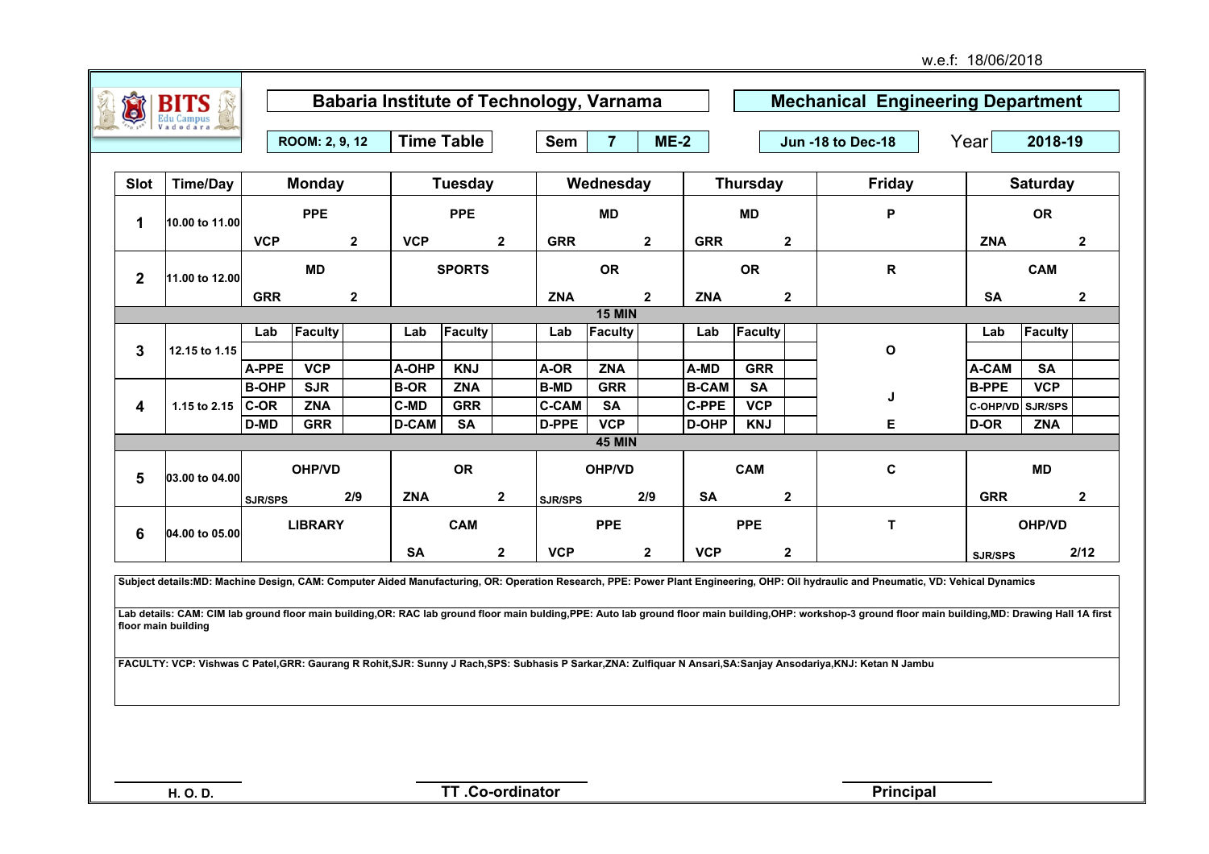w.e.f: 18/06/2018

# Babaria Institute of Technology, Varnama

## Mechanical Engineering Department

ROOM: 2, 9, 12 | **Time Table** | Sem 7 | ME-2 | Jun -18 to Dec-18 | Year 2018-19

| Slot | Time/Day | Monday | Tuesday | Wednesday | Thursday | Friday | Saturday |
|---|---|---|---|---|---|---|---|
| 1 | 10.00 to 11.00 | PPE VCP 2 | PPE VCP 2 | MD GRR 2 | MD GRR 2 | P | OR ZNA 2 |
| 2 | 11.00 to 12.00 | MD GRR 2 | SPORTS | OR ZNA 2 | OR ZNA 2 | R | CAM SA 2 |
| | | | | 15 MIN | | | |
| 3 | 12.15 to 1.15 | Lab / Faculty: A-PPE VCP | Lab / Faculty: A-OHP KNJ | Lab / Faculty: A-OR ZNA | Lab / Faculty: A-MD GRR | O | Lab / Faculty: A-CAM SA |
| 4 | 1.15 to 2.15 | B-OHP SJR; C-OR ZNA; D-MD GRR | B-OR ZNA; C-MD GRR; D-CAM SA | B-MD GRR; C-CAM SA; D-PPE VCP | B-CAM SA; C-PPE VCP; D-OHP KNJ | J E | B-PPE VCP; C-OHP/VD SJR/SPS; D-OR ZNA |
| | | | | 45 MIN | | | |
| 5 | 03.00 to 04.00 | OHP/VD SJR/SPS 2/9 | OR ZNA 2 | OHP/VD SJR/SPS 2/9 | CAM SA 2 | C | MD GRR 2 |
| 6 | 04.00 to 05.00 | LIBRARY | CAM SA 2 | PPE VCP 2 | PPE VCP 2 | T | OHP/VD SJR/SPS 2/12 |

**Subject details:MD: Machine Design, CAM: Computer Aided Manufacturing, OR: Operation Research, PPE: Power Plant Engineering, OHP: Oil hydraulic and Pneumatic, VD: Vehical Dynamics**

**Lab details: CAM: CIM lab ground floor main building,OR: RAC lab ground floor main bulding,PPE: Auto lab ground floor main building,OHP: workshop-3 ground floor main building,MD: Drawing Hall 1A first floor main building**

**FACULTY: VCP: Vishwas C Patel,GRR: Gaurang R Rohit,SJR: Sunny J Rach,SPS: Subhasis P Sarkar,ZNA: Zulfiquar N Ansari,SA:Sanjay Ansodariya,KNJ: Ketan N Jambu**

H. O. D. | TT .Co-ordinator | Principal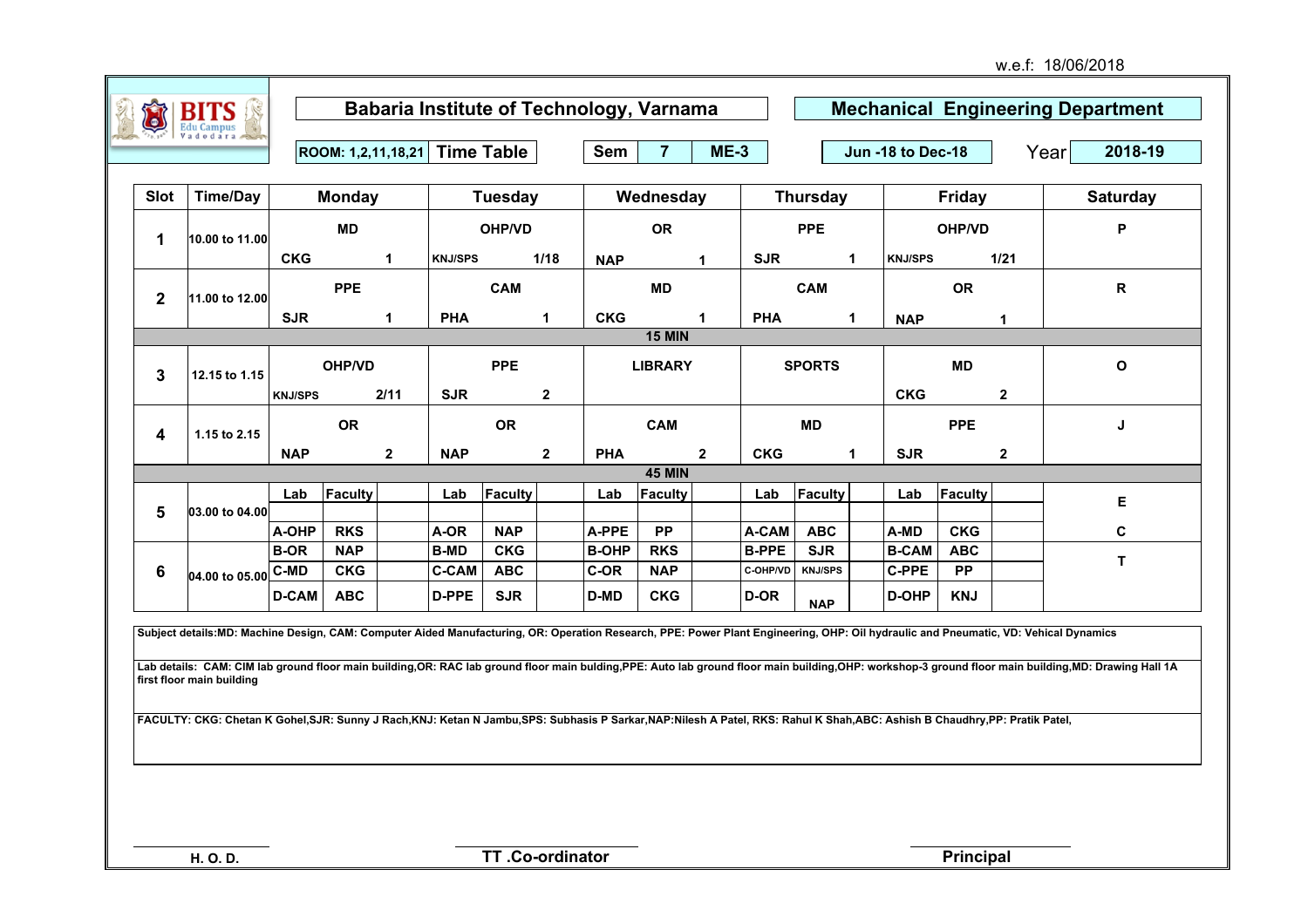w.e.f: 18/06/2018

# Babaria Institute of Technology, Varnama

## Mechanical Engineering Department

ROOM: 1,2,11,18,21 | **Time Table** | Sem 7 | ME-3 | Jun -18 to Dec-18 | Year 2018-19

| Slot | Time/Day | Monday | Tuesday | Wednesday | Thursday | Friday | Saturday |
|---|---|---|---|---|---|---|---|
| 1 | 10.00 to 11.00 | MD<br>CKG 1 | OHP/VD<br>KNJ/SPS 1/18 | OR<br>NAP 1 | PPE<br>SJR 1 | OHP/VD<br>KNJ/SPS 1/21 | P |
| 2 | 11.00 to 12.00 | PPE<br>SJR 1 | CAM<br>PHA 1 | MD<br>CKG 1 | CAM<br>PHA 1 | OR<br>NAP 1 | R |
| | | | | 15 MIN | | | |
| 3 | 12.15 to 1.15 | OHP/VD<br>KNJ/SPS 2/11 | PPE<br>SJR 2 | LIBRARY | SPORTS | MD<br>CKG 2 | O |
| 4 | 1.15 to 2.15 | OR<br>NAP 2 | OR<br>NAP 2 | CAM<br>PHA 2 | MD<br>CKG 1 | PPE<br>SJR 2 | J |
| | | | | 45 MIN | | | |
| 5 | 03.00 to 04.00 | Lab / Faculty<br>A-OHP RKS | Lab / Faculty<br>A-OR NAP | Lab / Faculty<br>A-PPE PP | Lab / Faculty<br>A-CAM ABC | Lab / Faculty<br>A-MD CKG | E<br>C |
| 6 | 04.00 to 05.00 | B-OR NAP<br>C-MD CKG<br>D-CAM ABC | B-MD CKG<br>C-CAM ABC<br>D-PPE SJR | B-OHP RKS<br>C-OR NAP<br>D-MD CKG | B-PPE SJR<br>C-OHP/VD KNJ/SPS<br>D-OR NAP | B-CAM ABC<br>C-PPE PP<br>D-OHP KNJ | T |

**Subject details:** MD: Machine Design, CAM: Computer Aided Manufacturing, OR: Operation Research, PPE: Power Plant Engineering, OHP: Oil hydraulic and Pneumatic, VD: Vehical Dynamics

**Lab details:** CAM: CIM lab ground floor main building, OR: RAC lab ground floor main bulding, PPE: Auto lab ground floor main building, OHP: workshop-3 ground floor main building, MD: Drawing Hall 1A first floor main building

**FACULTY:** CKG: Chetan K Gohel, SJR: Sunny J Rach, KNJ: Ketan N Jambu, SPS: Subhasis P Sarkar, NAP: Nilesh A Patel, RKS: Rahul K Shah, ABC: Ashish B Chaudhry, PP: Pratik Patel,

H. O. D. | TT .Co-ordinator | Principal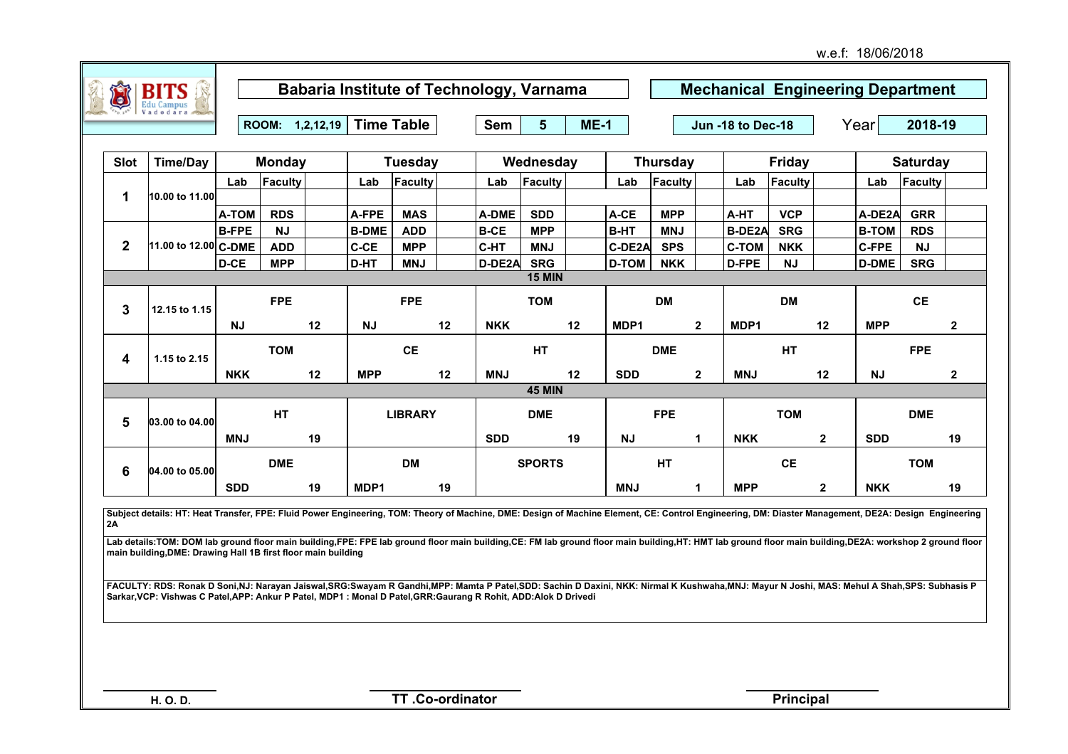w.e.f: 18/06/2018

# Babaria Institute of Technology, Varnama

## Mechanical Engineering Department

ROOM: 1,2,12,19 | Time Table | Sem 5 | ME-1 | Jun -18 to Dec-18 | Year 2018-19

| Slot | Time/Day | Monday | | | Tuesday | | | Wednesday | | | Thursday | | | Friday | | | Saturday | | |
|---|---|---|---|---|---|---|---|---|---|---|---|---|---|---|---|---|---|---|---|
| | | Lab | Faculty | | Lab | Faculty | | Lab | Faculty | | Lab | Faculty | | Lab | Faculty | | Lab | Faculty | |
| 1 | 10.00 to 11.00 | | | | | | | | | | | | | | | | | | |
| | | A-TOM | RDS | | A-FPE | MAS | | A-DME | SDD | | A-CE | MPP | | A-HT | VCP | | A-DE2A | GRR | |
| 2 | 11.00 to 12.00 | B-FPE | NJ | | B-DME | ADD | | B-CE | MPP | | B-HT | MNJ | | B-DE2A | SRG | | B-TOM | RDS | |
| | | C-DME | ADD | | C-CE | MPP | | C-HT | MNJ | | C-DE2A | SPS | | C-TOM | NKK | | C-FPE | NJ | |
| | | D-CE | MPP | | D-HT | MNJ | | D-DE2A | SRG | | D-TOM | NKK | | D-FPE | NJ | | D-DME | SRG | |
| 15 MIN | | | | | | | | | | | | | | | | | | | |
| 3 | 12.15 to 1.15 | | FPE | | | FPE | | | TOM | | | DM | | | DM | | | CE | |
| | | NJ | | 12 | NJ | | 12 | NKK | | 12 | MDP1 | | 2 | MDP1 | | 12 | MPP | | 2 |
| 4 | 1.15 to 2.15 | | TOM | | | CE | | | HT | | | DME | | | HT | | | FPE | |
| | | NKK | | 12 | MPP | | 12 | MNJ | | 12 | SDD | | 2 | MNJ | | 12 | NJ | | 2 |
| 45 MIN | | | | | | | | | | | | | | | | | | | |
| 5 | 03.00 to 04.00 | | HT | | | LIBRARY | | | DME | | | FPE | | | TOM | | | DME | |
| | | MNJ | | 19 | | | | SDD | | 19 | NJ | | 1 | NKK | | 2 | SDD | | 19 |
| 6 | 04.00 to 05.00 | | DME | | | DM | | | SPORTS | | | HT | | | CE | | | TOM | |
| | | SDD | | 19 | MDP1 | | 19 | | | | MNJ | | 1 | MPP | | 2 | NKK | | 19 |

**Subject details:** HT: Heat Transfer, FPE: Fluid Power Engineering, TOM: Theory of Machine, DME: Design of Machine Element, CE: Control Engineering, DM: Diaster Management, DE2A: Design Engineering 2A

**Lab details:** TOM: DOM lab ground floor main building, FPE: FPE lab ground floor main building, CE: FM lab ground floor main building, HT: HMT lab ground floor main building, DE2A: workshop 2 ground floor main building, DME: Drawing Hall 1B first floor main building

**FACULTY:** RDS: Ronak D Soni, NJ: Narayan Jaiswal, SRG: Swayam R Gandhi, MPP: Mamta P Patel, SDD: Sachin D Daxini, NKK: Nirmal K Kushwaha, MNJ: Mayur N Joshi, MAS: Mehul A Shah, SPS: Subhasis P Sarkar, VCP: Vishwas C Patel, APP: Ankur P Patel, MDP1 : Monal D Patel, GRR: Gaurang R Rohit, ADD: Alok D Drivedi

H. O. D. | TT .Co-ordinator | Principal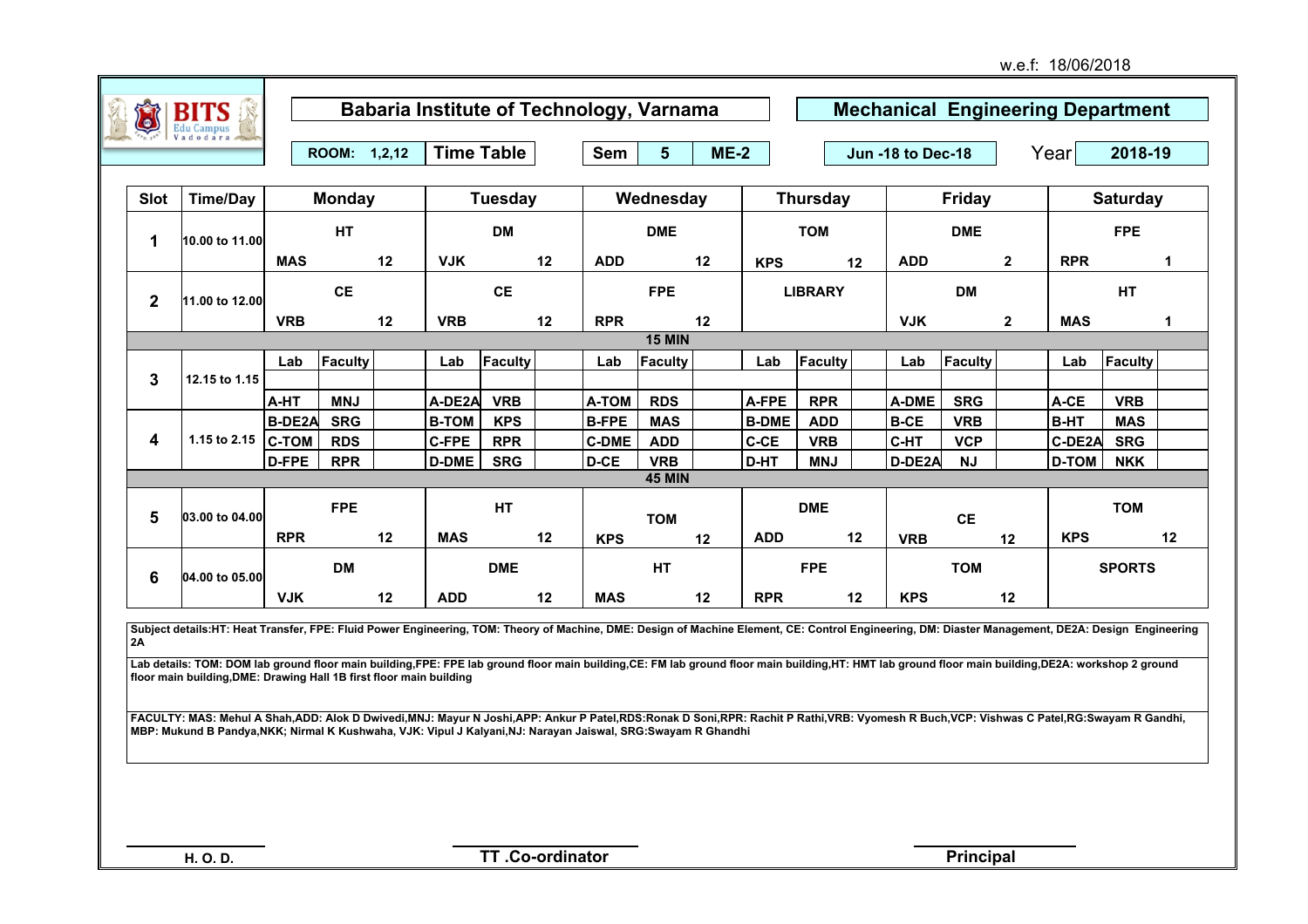w.e.f: 18/06/2018

# Babaria Institute of Technology, Varnama

## Mechanical Engineering Department

ROOM: 1,2,12 | Time Table | Sem 5 | ME-2 | Jun -18 to Dec-18 | Year 2018-19

| Slot | Time/Day | Monday | | Tuesday | | Wednesday | | Thursday | | Friday | | Saturday | |
|---|---|---|---|---|---|---|---|---|---|---|---|---|---|
| 1 | 10.00 to 11.00 | HT | | DM | | DME | | TOM | | DME | | FPE | |
| | | MAS | 12 | VJK | 12 | ADD | 12 | KPS | 12 | ADD | 2 | RPR | 1 |
| 2 | 11.00 to 12.00 | CE | | CE | | FPE | | LIBRARY | | DM | | HT | |
| | | VRB | 12 | VRB | 12 | RPR | 12 | | | VJK | 2 | MAS | 1 |
| | | | | | | 15 MIN | | | | | | | |
| 3 | 12.15 to 1.15 | Lab | Faculty | Lab | Faculty | Lab | Faculty | Lab | Faculty | Lab | Faculty | Lab | Faculty |
| 4 | 1.15 to 2.15 | A-HT | MNJ | A-DE2A | VRB | A-TOM | RDS | A-FPE | RPR | A-DME | SRG | A-CE | VRB |
| | | B-DE2A | SRG | B-TOM | KPS | B-FPE | MAS | B-DME | ADD | B-CE | VRB | B-HT | MAS |
| | | C-TOM | RDS | C-FPE | RPR | C-DME | ADD | C-CE | VRB | C-HT | VCP | C-DE2A | SRG |
| | | D-FPE | RPR | D-DME | SRG | D-CE | VRB | D-HT | MNJ | D-DE2A | NJ | D-TOM | NKK |
| | | | | | | 45 MIN | | | | | | | |
| 5 | 03.00 to 04.00 | FPE | | HT | | TOM | | DME | | CE | | TOM | |
| | | RPR | 12 | MAS | 12 | KPS | 12 | ADD | 12 | VRB | 12 | KPS | 12 |
| 6 | 04.00 to 05.00 | DM | | DME | | HT | | FPE | | TOM | | SPORTS | |
| | | VJK | 12 | ADD | 12 | MAS | 12 | RPR | 12 | KPS | 12 | | |

**Subject details:** HT: Heat Transfer, FPE: Fluid Power Engineering, TOM: Theory of Machine, DME: Design of Machine Element, CE: Control Engineering, DM: Diaster Management, DE2A: Design Engineering 2A

**Lab details:** TOM: DOM lab ground floor main building,FPE: FPE lab ground floor main building,CE: FM lab ground floor main building,HT: HMT lab ground floor main building,DE2A: workshop 2 ground floor main building,DME: Drawing Hall 1B first floor main building

**FACULTY:** MAS: Mehul A Shah,ADD: Alok D Dwivedi,MNJ: Mayur N Joshi,APP: Ankur P Patel,RDS:Ronak D Soni,RPR: Rachit P Rathi,VRB: Vyomesh R Buch,VCP: Vishwas C Patel,RG:Swayam R Gandhi, MBP: Mukund B Pandya,NKK; Nirmal K Kushwaha, VJK: Vipul J Kalyani,NJ: Narayan Jaiswal, SRG:Swayam R Ghandhi

H. O. D. | TT .Co-ordinator | Principal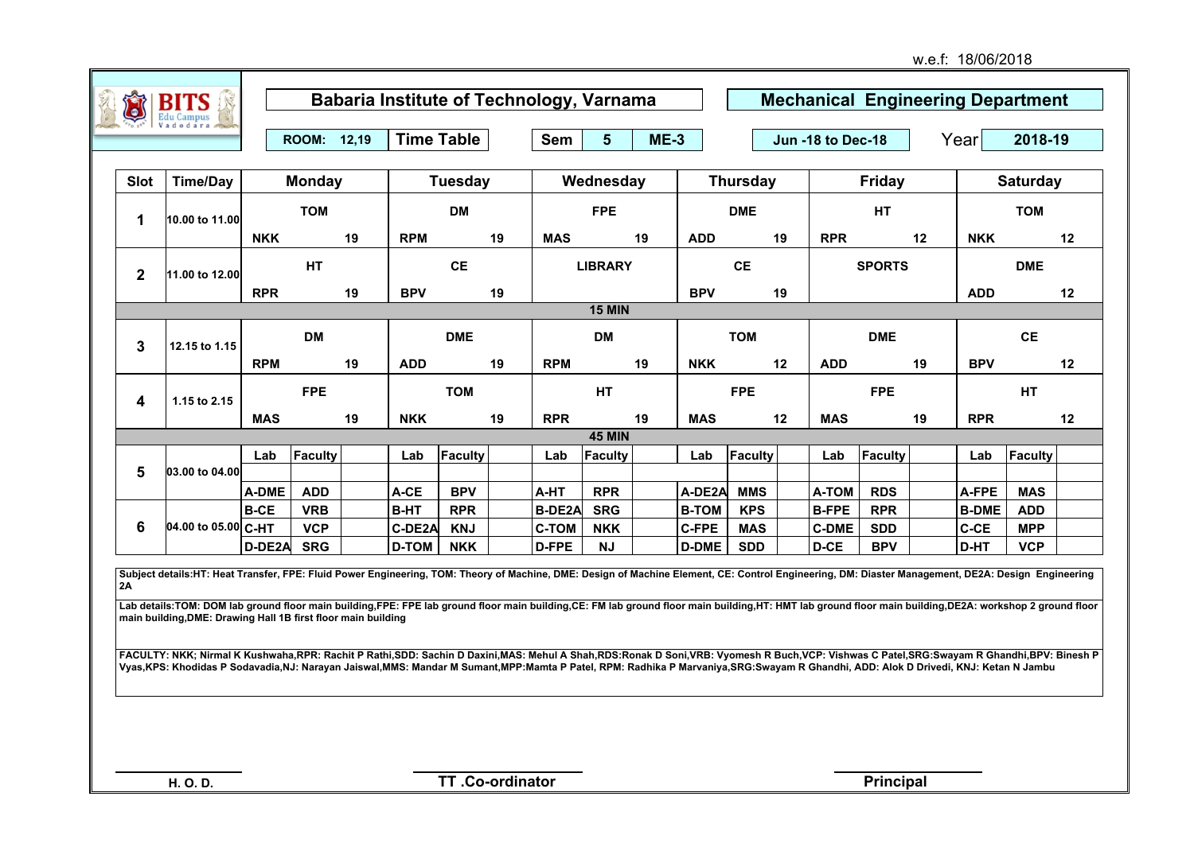w.e.f: 18/06/2018

# Babaria Institute of Technology, Varnama

## Mechanical Engineering Department

ROOM: 12,19 | Time Table | Sem 5 ME-3 | Jun -18 to Dec-18 | Year 2018-19

| Slot | Time/Day | Monday | | | Tuesday | | | Wednesday | | | Thursday | | | Friday | | | Saturday | | |
|---|---|---|---|---|---|---|---|---|---|---|---|---|---|---|---|---|---|---|---|
| 1 | 10.00 to 11.00 | TOM | | | DM | | | FPE | | | DME | | | HT | | | TOM | | |
| | | NKK | | 19 | RPM | | 19 | MAS | | 19 | ADD | | 19 | RPR | | 12 | NKK | | 12 |
| 2 | 11.00 to 12.00 | HT | | | CE | | | LIBRARY | | | CE | | | SPORTS | | | DME | | |
| | | RPR | | 19 | BPV | | 19 | | | | BPV | | 19 | | | | ADD | | 12 |
| | | 15 MIN | | | | | | | | | | | | | | | | | |
| 3 | 12.15 to 1.15 | DM | | | DME | | | DM | | | TOM | | | DME | | | CE | | |
| | | RPM | | 19 | ADD | | 19 | RPM | | 19 | NKK | | 12 | ADD | | 19 | BPV | | 12 |
| 4 | 1.15 to 2.15 | FPE | | | TOM | | | HT | | | FPE | | | FPE | | | HT | | |
| | | MAS | | 19 | NKK | | 19 | RPR | | 19 | MAS | | 12 | MAS | | 19 | RPR | | 12 |
| | | 45 MIN | | | | | | | | | | | | | | | | | |
| 5 | 03.00 to 04.00 | Lab | Faculty | | Lab | Faculty | | Lab | Faculty | | Lab | Faculty | | Lab | Faculty | | Lab | Faculty | |
| | | A-DME | ADD | | A-CE | BPV | | A-HT | RPR | | A-DE2A | MMS | | A-TOM | RDS | | A-FPE | MAS | |
| 6 | 04.00 to 05.00 | B-CE | VRB | | B-HT | RPR | | B-DE2A | SRG | | B-TOM | KPS | | B-FPE | RPR | | B-DME | ADD | |
| | | C-HT | VCP | | C-DE2A | KNJ | | C-TOM | NKK | | C-FPE | MAS | | C-DME | SDD | | C-CE | MPP | |
| | | D-DE2A | SRG | | D-TOM | NKK | | D-FPE | NJ | | D-DME | SDD | | D-CE | BPV | | D-HT | VCP | |

Subject details:HT: Heat Transfer, FPE: Fluid Power Engineering, TOM: Theory of Machine, DME: Design of Machine Element, CE: Control Engineering, DM: Diaster Management, DE2A: Design Engineering 2A

Lab details:TOM: DOM lab ground floor main building,FPE: FPE lab ground floor main building,CE: FM lab ground floor main building,HT: HMT lab ground floor main building,DE2A: workshop 2 ground floor main building,DME: Drawing Hall 1B first floor main building

FACULTY: NKK; Nirmal K Kushwaha,RPR: Rachit P Rathi,SDD: Sachin D Daxini,MAS: Mehul A Shah,RDS:Ronak D Soni,VRB: Vyomesh R Buch,VCP: Vishwas C Patel,SRG:Swayam R Ghandhi,BPV: Binesh P Vyas,KPS: Khodidas P Sodavadia,NJ: Narayan Jaiswal,MMS: Mandar M Sumant,MPP:Mamta P Patel, RPM: Radhika P Marvaniya,SRG:Swayam R Ghandhi, ADD: Alok D Drivedi, KNJ: Ketan N Jambu

H. O. D.　　　　TT .Co-ordinator　　　　Principal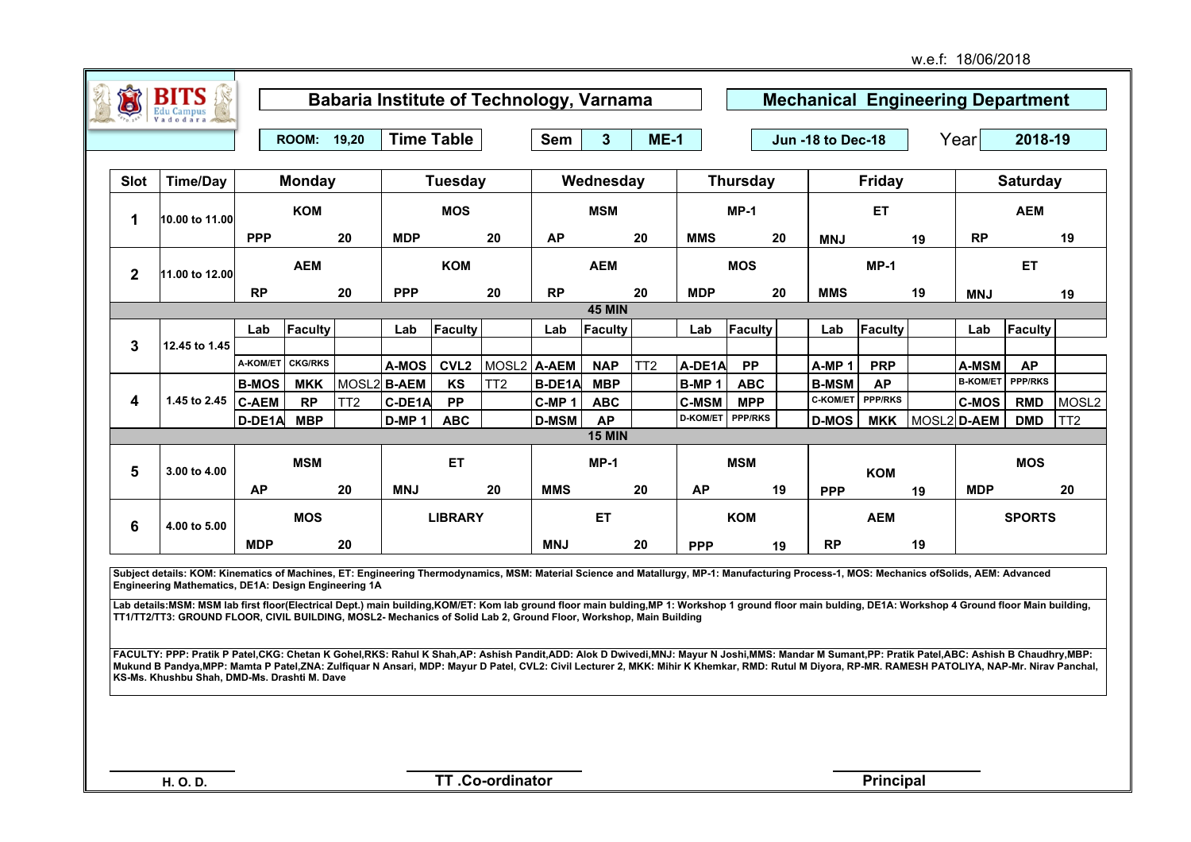w.e.f: 18/06/2018

# Babaria Institute of Technology, Varnama

## Mechanical Engineering Department

**ROOM:** 19,20 | **Time Table** | **Sem** 3 | **ME-1** | **Jun -18 to Dec-18** | **Year** 2018-19

| Slot | Time/Day | Monday | | | Tuesday | | | Wednesday | | | Thursday | | | Friday | | | Saturday | | |
|---|---|---|---|---|---|---|---|---|---|---|---|---|---|---|---|---|---|---|---|
| 1 | 10.00 to 11.00 | KOM | | | MOS | | | MSM | | | MP-1 | | | ET | | | AEM | | |
| | | PPP | | 20 | MDP | | 20 | AP | | 20 | MMS | | 20 | MNJ | | 19 | RP | | 19 |
| 2 | 11.00 to 12.00 | AEM | | | KOM | | | AEM | | | MOS | | | MP-1 | | | ET | | |
| | | RP | | 20 | PPP | | 20 | RP | | 20 | MDP | | 20 | MMS | | 19 | MNJ | | 19 |
| | | 45 MIN | | | | | | | | | | | | | | | | | |
| 3 | 12.45 to 1.45 | Lab | Faculty | | Lab | Faculty | | Lab | Faculty | | Lab | Faculty | | Lab | Faculty | | Lab | Faculty | |
| | | A-KOM/ET | CKG/RKS | | A-MOS | CVL2 | MOSL2 | A-AEM | NAP | TT2 | A-DE1A | PP | | A-MP 1 | PRP | | A-MSM | AP | |
| 4 | 1.45 to 2.45 | B-MOS | MKK | MOSL2 | B-AEM | KS | TT2 | B-DE1A | MBP | | B-MP 1 | ABC | | B-MSM | AP | | B-KOM/ET | PPP/RKS | |
| | | C-AEM | RP | TT2 | C-DE1A | PP | | C-MP 1 | ABC | | C-MSM | MPP | | C-KOM/ET | PPP/RKS | | C-MOS | RMD | MOSL2 |
| | | D-DE1A | MBP | | D-MP 1 | ABC | | D-MSM | AP | | D-KOM/ET | PPP/RKS | | D-MOS | MKK | MOSL2 | D-AEM | DMD | TT2 |
| | | 15 MIN | | | | | | | | | | | | | | | | | |
| 5 | 3.00 to 4.00 | MSM | | | ET | | | MP-1 | | | MSM | | | KOM | | | MOS | | |
| | | AP | | 20 | MNJ | | 20 | MMS | | 20 | AP | | 19 | PPP | | 19 | MDP | | 20 |
| 6 | 4.00 to 5.00 | MOS | | | LIBRARY | | | ET | | | KOM | | | AEM | | | SPORTS | | |
| | | MDP | | 20 | | | | MNJ | | 20 | PPP | | 19 | RP | | 19 | | | |

**Subject details: KOM: Kinematics of Machines, ET: Engineering Thermodynamics, MSM: Material Science and Matallurgy, MP-1: Manufacturing Process-1, MOS: Mechanics ofSolids, AEM: Advanced Engineering Mathematics, DE1A: Design Engineering 1A**

**Lab details:MSM: MSM lab first floor(Electrical Dept.) main building,KOM/ET: Kom lab ground floor main bulding,MP 1: Workshop 1 ground floor main bulding, DE1A: Workshop 4 Ground floor Main building, TT1/TT2/TT3: GROUND FLOOR, CIVIL BUILDING, MOSL2- Mechanics of Solid Lab 2, Ground Floor, Workshop, Main Building**

**FACULTY: PPP: Pratik P Patel,CKG: Chetan K Gohel,RKS: Rahul K Shah,AP: Ashish Pandit,ADD: Alok D Dwivedi,MNJ: Mayur N Joshi,MMS: Mandar M Sumant,PP: Pratik Patel,ABC: Ashish B Chaudhry,MBP: Mukund B Pandya,MPP: Mamta P Patel,ZNA: Zulfiquar N Ansari, MDP: Mayur D Patel, CVL2: Civil Lecturer 2, MKK: Mihir K Khemkar, RMD: Rutul M Diyora, RP-MR. RAMESH PATOLIYA, NAP-Mr. Nirav Panchal, KS-Ms. Khushbu Shah, DMD-Ms. Drashti M. Dave**

H. O. D. | TT .Co-ordinator | Principal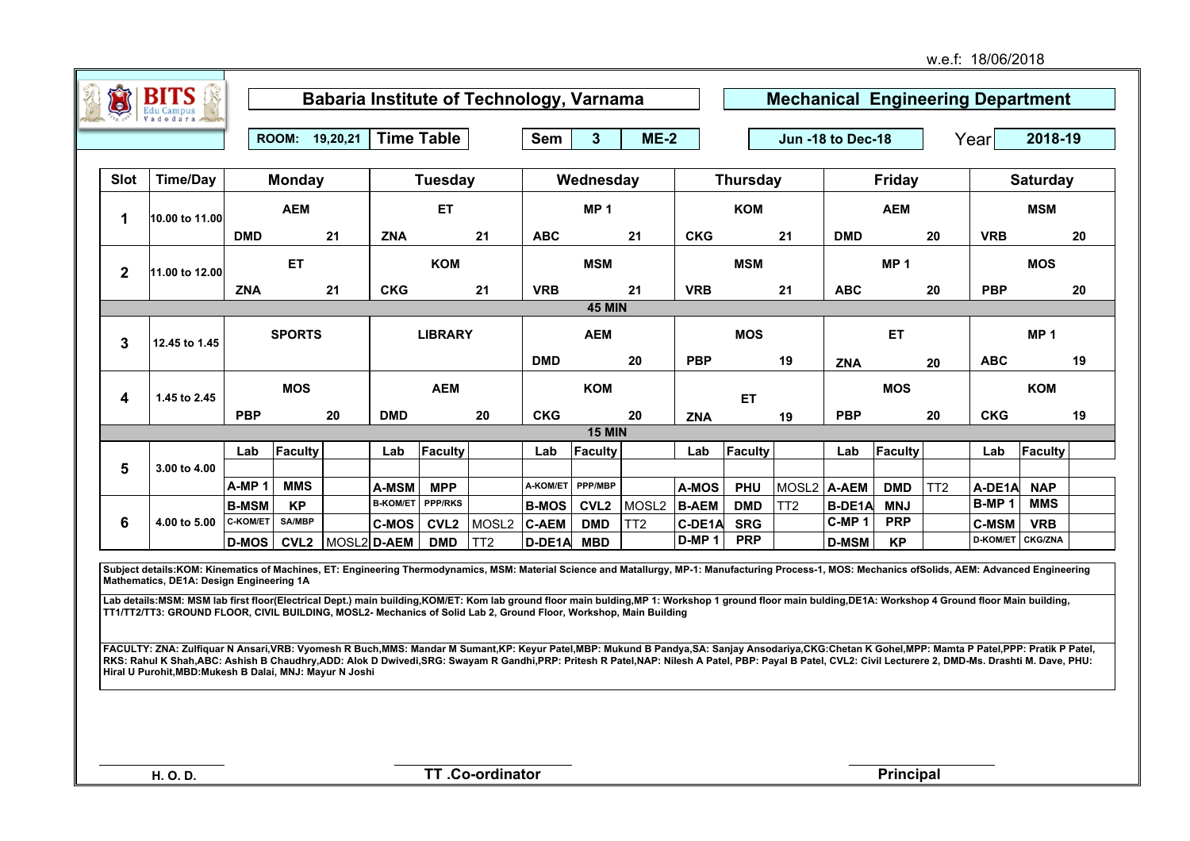w.e.f: 18/06/2018

# Babaria Institute of Technology, Varnama

## Mechanical Engineering Department

ROOM: 19,20,21 | Time Table | Sem 3 | ME-2 | Jun -18 to Dec-18 | Year 2018-19

| Slot | Time/Day | Monday | | | Tuesday | | | Wednesday | | | Thursday | | | Friday | | | Saturday | | |
|---|---|---|---|---|---|---|---|---|---|---|---|---|---|---|---|---|---|---|---|
| 1 | 10.00 to 11.00 | AEM | | | ET | | | MP 1 | | | KOM | | | AEM | | | MSM | | |
| | | DMD | | 21 | ZNA | | 21 | ABC | | 21 | CKG | | 21 | DMD | | 20 | VRB | | 20 |
| 2 | 11.00 to 12.00 | ET | | | KOM | | | MSM | | | MSM | | | MP 1 | | | MOS | | |
| | | ZNA | | 21 | CKG | | 21 | VRB | | 21 | VRB | | 21 | ABC | | 20 | PBP | | 20 |
| | | 45 MIN | | | | | | | | | | | | | | | | | |
| 3 | 12.45 to 1.45 | SPORTS | | | LIBRARY | | | AEM | | | MOS | | | ET | | | MP 1 | | |
| | | | | | | | | DMD | | 20 | PBP | | 19 | ZNA | | 20 | ABC | | 19 |
| 4 | 1.45 to 2.45 | MOS | | | AEM | | | KOM | | | ET | | | MOS | | | KOM | | |
| | | PBP | | 20 | DMD | | 20 | CKG | | 20 | ZNA | | 19 | PBP | | 20 | CKG | | 19 |
| | | 15 MIN | | | | | | | | | | | | | | | | | |
| | | Lab | Faculty | | Lab | Faculty | | Lab | Faculty | | Lab | Faculty | | Lab | Faculty | | Lab | Faculty | |
| 5 | 3.00 to 4.00 | | | | | | | | | | | | | | | | | | |
| | | A-MP 1 | MMS | | A-MSM | MPP | | A-KOM/ET | PPP/MBP | | A-MOS | PHU | MOSL2 | A-AEM | DMD | TT2 | A-DE1A | NAP | |
| 6 | 4.00 to 5.00 | B-MSM | KP | | B-KOM/ET | PPP/RKS | | B-MOS | CVL2 | MOSL2 | B-AEM | DMD | TT2 | B-DE1A | MNJ | | B-MP 1 | MMS | |
| | | C-KOM/ET | SA/MBP | | C-MOS | CVL2 | MOSL2 | C-AEM | DMD | TT2 | C-DE1A | SRG | | C-MP 1 | PRP | | C-MSM | VRB | |
| | | D-MOS | CVL2 | MOSL2 | D-AEM | DMD | TT2 | D-DE1A | MBD | | D-MP 1 | PRP | | D-MSM | KP | | D-KOM/ET | CKG/ZNA | |

**Subject details:KOM: Kinematics of Machines, ET: Engineering Thermodynamics, MSM: Material Science and Matallurgy, MP-1: Manufacturing Process-1, MOS: Mechanics ofSolids, AEM: Advanced Engineering Mathematics, DE1A: Design Engineering 1A**

**Lab details:MSM: MSM lab first floor(Electrical Dept.) main building,KOM/ET: Kom lab ground floor main bulding,MP 1: Workshop 1 ground floor main bulding,DE1A: Workshop 4 Ground floor Main building, TT1/TT2/TT3: GROUND FLOOR, CIVIL BUILDING, MOSL2- Mechanics of Solid Lab 2, Ground Floor, Workshop, Main Building**

**FACULTY: ZNA: Zulfiquar N Ansari,VRB: Vyomesh R Buch,MMS: Mandar M Sumant,KP: Keyur Patel,MBP: Mukund B Pandya,SA: Sanjay Ansodariya,CKG:Chetan K Gohel,MPP: Mamta P Patel,PPP: Pratik P Patel, RKS: Rahul K Shah,ABC: Ashish B Chaudhry,ADD: Alok D Dwivedi,SRG: Swayam R Gandhi,PRP: Pritesh R Patel,NAP: Nilesh A Patel, PBP: Payal B Patel, CVL2: Civil Lecturere 2, DMD-Ms. Drashti M. Dave, PHU: Hiral U Purohit,MBD:Mukesh B Dalai, MNJ: Mayur N Joshi**

H. O. D. | TT .Co-ordinator | Principal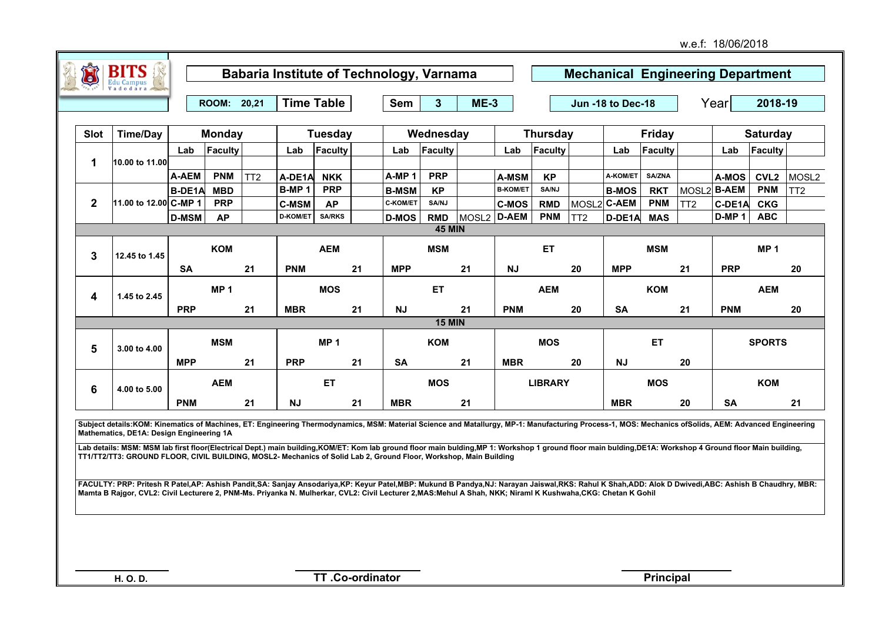w.e.f: 18/06/2018

# Babaria Institute of Technology, Varnama

## Mechanical Engineering Department

ROOM: 20,21 | Time Table | Sem 3 | ME-3 | Jun -18 to Dec-18 | Year 2018-19

| Slot | Time/Day | Monday | | | Tuesday | | | Wednesday | | | Thursday | | | Friday | | | Saturday | | |
|---|---|---|---|---|---|---|---|---|---|---|---|---|---|---|---|---|---|---|---|
| | | Lab | Faculty | | Lab | Faculty | | Lab | Faculty | | Lab | Faculty | | Lab | Faculty | | Lab | Faculty | |
| 1 | 10.00 to 11.00 | | | | | | | | | | | | | | | | | | |
| | | A-AEM | PNM | TT2 | A-DE1A | NKK | | A-MP 1 | PRP | | A-MSM | KP | | A-KOM/ET | SA/ZNA | | A-MOS | CVL2 | MOSL2 |
| 2 | 11.00 to 12.00 | B-DE1A | MBD | | B-MP 1 | PRP | | B-MSM | KP | | B-KOM/ET | SA/NJ | | B-MOS | RKT | MOSL2 | B-AEM | PNM | TT2 |
| | | C-MP 1 | PRP | | C-MSM | AP | | C-KOM/ET | SA/NJ | | C-MOS | RMD | MOSL2 | C-AEM | PNM | TT2 | C-DE1A | CKG | |
| | | D-MSM | AP | | D-KOM/ET | SA/RKS | | D-MOS | RMD | MOSL2 | D-AEM | PNM | TT2 | D-DE1A | MAS | | D-MP 1 | ABC | |
| | | 45 MIN | | | | | | | | | | | | | | | | | |
| 3 | 12.45 to 1.45 | KOM | | | AEM | | | MSM | | | ET | | | MSM | | | MP 1 | | |
| | | SA | | 21 | PNM | | 21 | MPP | | 21 | NJ | | 20 | MPP | | 21 | PRP | | 20 |
| 4 | 1.45 to 2.45 | MP 1 | | | MOS | | | ET | | | AEM | | | KOM | | | AEM | | |
| | | PRP | | 21 | MBR | | 21 | NJ | | 21 | PNM | | 20 | SA | | 21 | PNM | | 20 |
| | | 15 MIN | | | | | | | | | | | | | | | | | |
| 5 | 3.00 to 4.00 | MSM | | | MP 1 | | | KOM | | | MOS | | | ET | | | SPORTS | | |
| | | MPP | | 21 | PRP | | 21 | SA | | 21 | MBR | | 20 | NJ | | 20 | | | |
| 6 | 4.00 to 5.00 | AEM | | | ET | | | MOS | | | LIBRARY | | | MOS | | | KOM | | |
| | | PNM | | 21 | NJ | | 21 | MBR | | 21 | | | | MBR | | 20 | SA | | 21 |

**Subject details:KOM: Kinematics of Machines, ET: Engineering Thermodynamics, MSM: Material Science and Matallurgy, MP-1: Manufacturing Process-1, MOS: Mechanics ofSolids, AEM: Advanced Engineering Mathematics, DE1A: Design Engineering 1A**

**Lab details: MSM: MSM lab first floor(Electrical Dept.) main building,KOM/ET: Kom lab ground floor main bulding,MP 1: Workshop 1 ground floor main bulding,DE1A: Workshop 4 Ground floor Main building, TT1/TT2/TT3: GROUND FLOOR, CIVIL BUILDING, MOSL2- Mechanics of Solid Lab 2, Ground Floor, Workshop, Main Building**

**FACULTY: PRP: Pritesh R Patel,AP: Ashish Pandit,SA: Sanjay Ansodariya,KP: Keyur Patel,MBP: Mukund B Pandya,NJ: Narayan Jaiswal,RKS: Rahul K Shah,ADD: Alok D Dwivedi,ABC: Ashish B Chaudhry, MBR: Mamta B Rajgor, CVL2: Civil Lecturere 2, PNM-Ms. Priyanka N. Mulherkar, CVL2: Civil Lecturer 2,MAS:Mehul A Shah, NKK; Niraml K Kushwaha,CKG: Chetan K Gohil**

H. O. D. | TT .Co-ordinator | Principal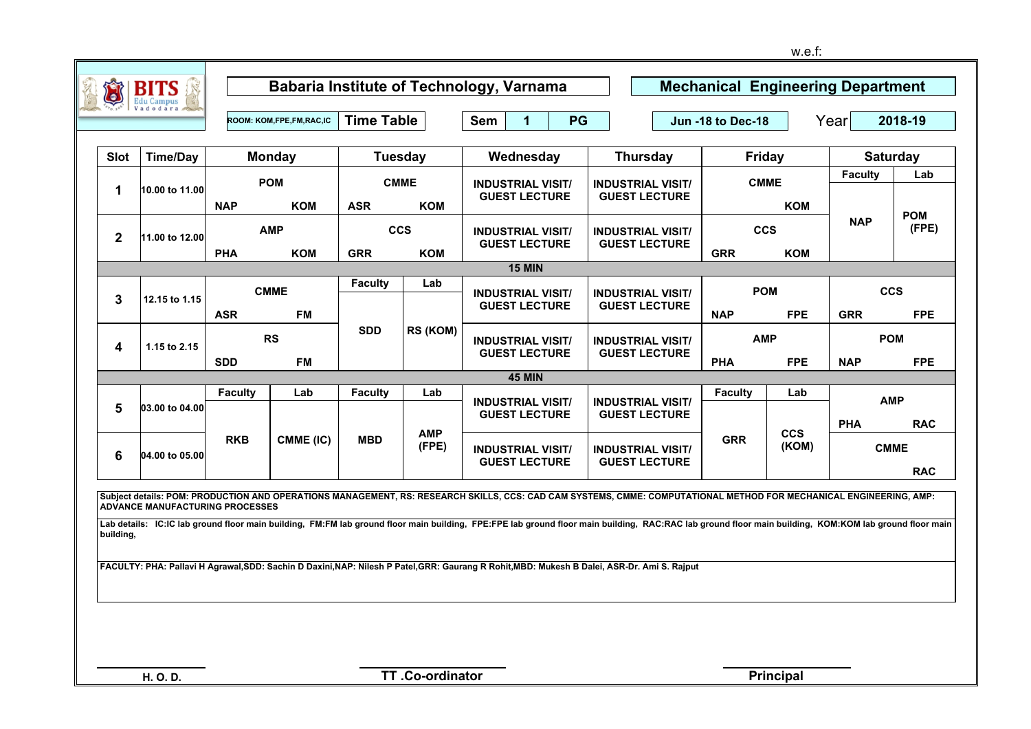w.e.f:

**Babaria Institute of Technology, Varnama**

**Mechanical Engineering Department**

ROOM: KOM,FPE,FM,RAC,IC | **Time Table** | **Sem** 1 PG | **Jun -18 to Dec-18** | Year **2018-19**

| Slot | Time/Day | Monday | Tuesday | Wednesday | Thursday | Friday | Saturday |
|---|---|---|---|---|---|---|---|
| 1 | 10.00 to 11.00 | POM (NAP, KOM) | CMME (ASR, KOM) | INDUSTRIAL VISIT/ GUEST LECTURE | INDUSTRIAL VISIT/ GUEST LECTURE | CMME (KOM) | Faculty: NAP; Lab: POM (FPE) |
| 2 | 11.00 to 12.00 | AMP (PHA, KOM) | CCS (GRR, KOM) | INDUSTRIAL VISIT/ GUEST LECTURE | INDUSTRIAL VISIT/ GUEST LECTURE | CCS (GRR, KOM) | Faculty: NAP; Lab: POM (FPE) |
| | | | | 15 MIN | | | |
| 3 | 12.15 to 1.15 | CMME (ASR, FM) | Faculty: SDD; Lab: RS (KOM) | INDUSTRIAL VISIT/ GUEST LECTURE | INDUSTRIAL VISIT/ GUEST LECTURE | POM (NAP, FPE) | CCS (GRR, FPE) |
| 4 | 1.15 to 2.15 | RS (SDD, FM) | Faculty: SDD; Lab: RS (KOM) | INDUSTRIAL VISIT/ GUEST LECTURE | INDUSTRIAL VISIT/ GUEST LECTURE | AMP (PHA, FPE) | POM (NAP, FPE) |
| | | | | 45 MIN | | | |
| 5 | 03.00 to 04.00 | Faculty: RKB; Lab: CMME (IC) | Faculty: MBD; Lab: AMP (FPE) | INDUSTRIAL VISIT/ GUEST LECTURE | INDUSTRIAL VISIT/ GUEST LECTURE | Faculty: GRR; Lab: CCS (KOM) | AMP (PHA, RAC) |
| 6 | 04.00 to 05.00 | Faculty: RKB; Lab: CMME (IC) | Faculty: MBD; Lab: AMP (FPE) | INDUSTRIAL VISIT/ GUEST LECTURE | INDUSTRIAL VISIT/ GUEST LECTURE | Faculty: GRR; Lab: CCS (KOM) | CMME (RAC) |

**Subject details: POM: PRODUCTION AND OPERATIONS MANAGEMENT, RS: RESEARCH SKILLS, CCS: CAD CAM SYSTEMS, CMME: COMPUTATIONAL METHOD FOR MECHANICAL ENGINEERING, AMP: ADVANCE MANUFACTURING PROCESSES**

**Lab details: IC:IC lab ground floor main building, FM:FM lab ground floor main building, FPE:FPE lab ground floor main building, RAC:RAC lab ground floor main building, KOM:KOM lab ground floor main building,**

**FACULTY: PHA: Pallavi H Agrawal,SDD: Sachin D Daxini,NAP: Nilesh P Patel,GRR: Gaurang R Rohit,MBD: Mukesh B Dalei, ASR-Dr. Ami S. Rajput**

H. O. D. | TT .Co-ordinator | Principal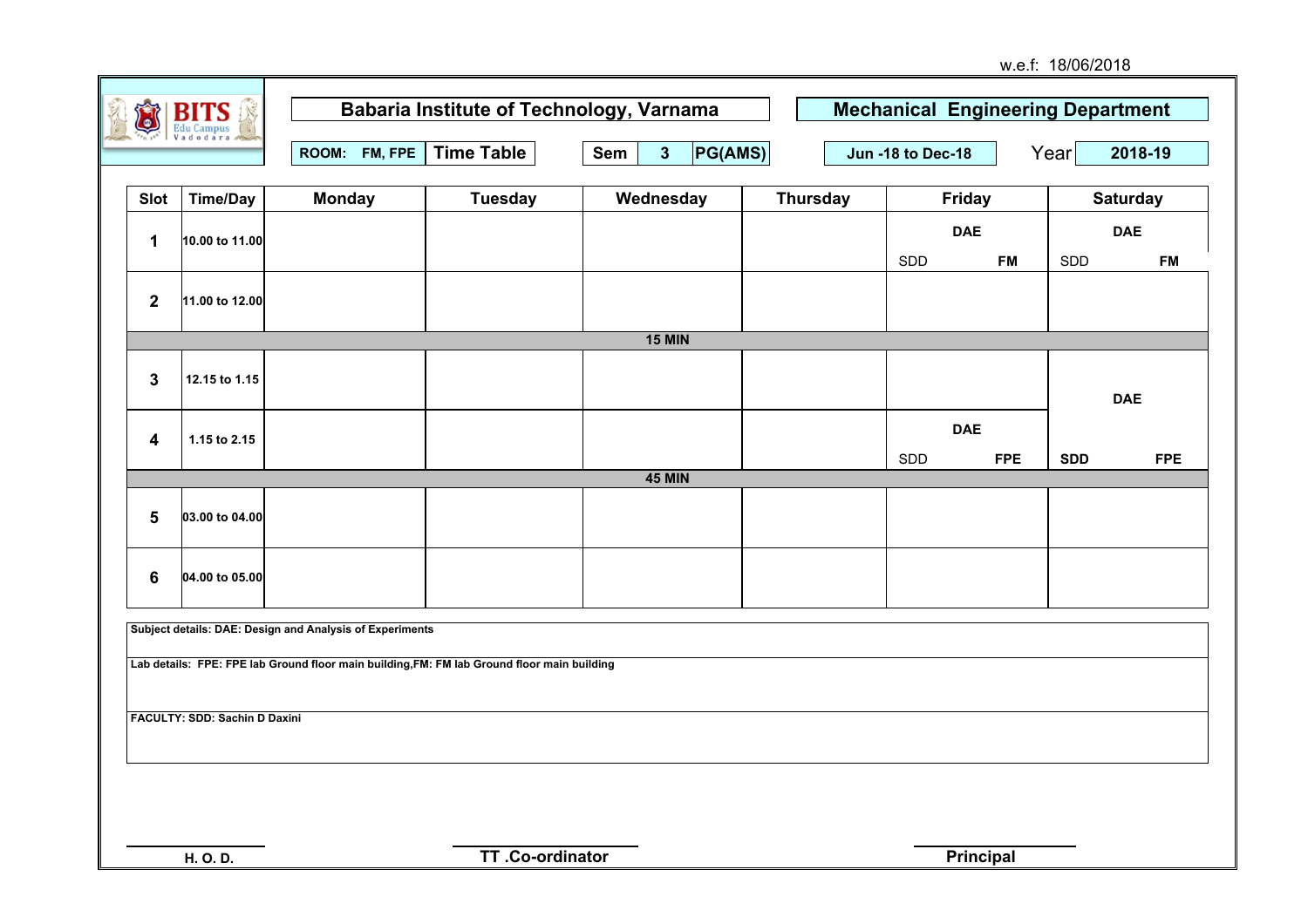w.e.f: 18/06/2018

**Babaria Institute of Technology, Varnama** | **Mechanical Engineering Department**

ROOM: FM, FPE | Time Table | Sem 3 PG(AMS) | Jun -18 to Dec-18 | Year 2018-19

| Slot | Time/Day | Monday | Tuesday | Wednesday | Thursday | Friday | Saturday |
|---|---|---|---|---|---|---|---|
| 1 | 10.00 to 11.00 | | | | | DAE SDD FM | DAE SDD FM |
| 2 | 11.00 to 12.00 | | | | | | |
| | | | | 15 MIN | | | |
| 3 | 12.15 to 1.15 | | | | | | DAE SDD FPE |
| 4 | 1.15 to 2.15 | | | | | DAE SDD FPE | |
| | | | | 45 MIN | | | |
| 5 | 03.00 to 04.00 | | | | | | |
| 6 | 04.00 to 05.00 | | | | | | |

**Subject details: DAE: Design and Analysis of Experiments**

**Lab details: FPE: FPE lab Ground floor main building,FM: FM lab Ground floor main building**

**FACULTY: SDD: Sachin D Daxini**

**H. O. D.** | **TT .Co-ordinator** | **Principal**